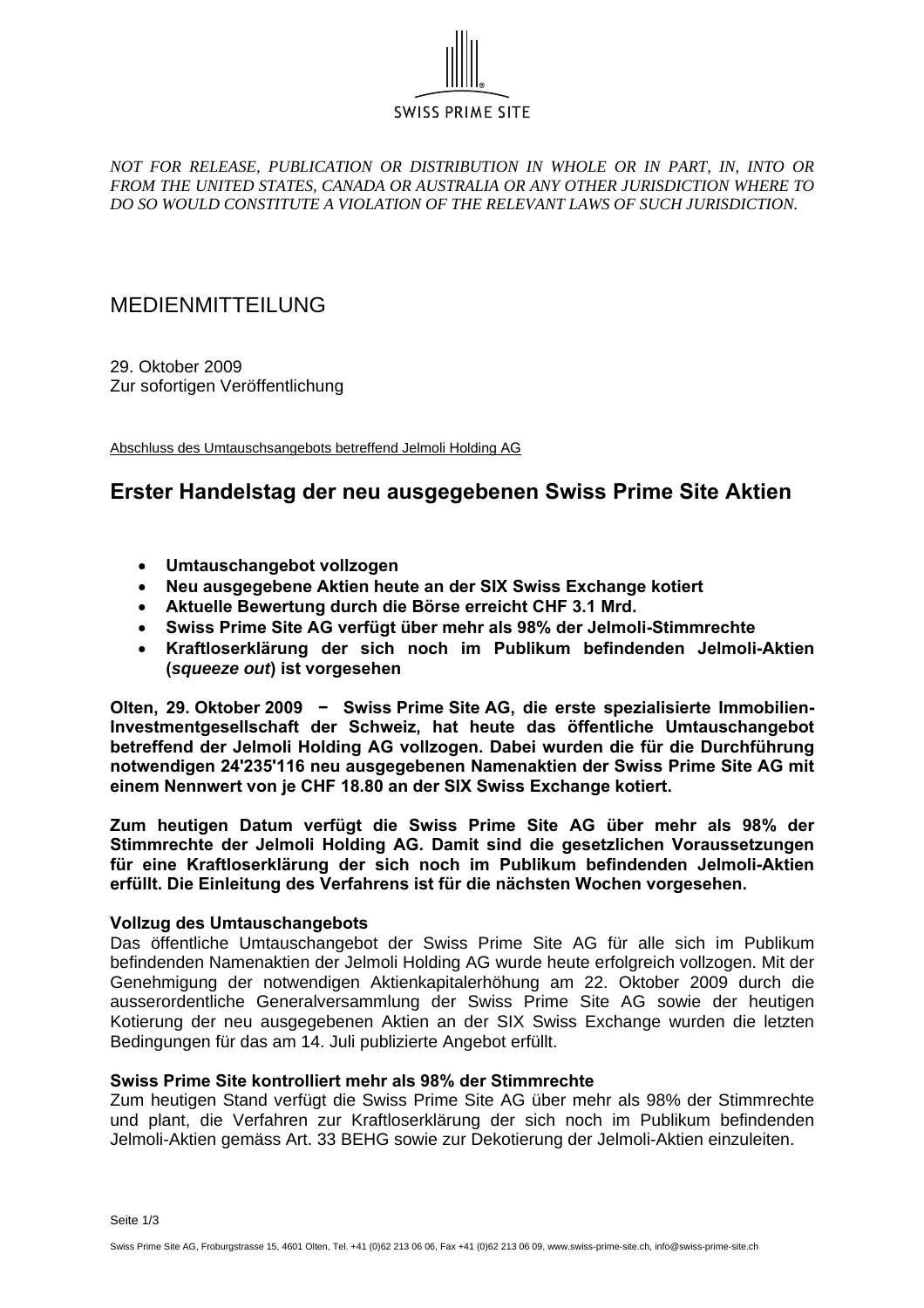SWISS PRIME SITE

*NOT FOR RELEASE, PUBLICATION OR DISTRIBUTION IN WHOLE OR IN PART, IN, INTO OR FROM THE UNITED STATES, CANADA OR AUSTRALIA OR ANY OTHER JURISDICTION WHERE TO DO SO WOULD CONSTITUTE A VIOLATION OF THE RELEVANT LAWS OF SUCH JURISDICTION.*

MEDIENMITTEILUNG

29. Oktober 2009
Zur sofortigen Veröffentlichung

Abschluss des Umtauschsangebots betreffend Jelmoli Holding AG

# Erster Handelstag der neu ausgegebenen Swiss Prime Site Aktien

- **Umtauschangebot vollzogen**
- **Neu ausgegebene Aktien heute an der SIX Swiss Exchange kotiert**
- **Aktuelle Bewertung durch die Börse erreicht CHF 3.1 Mrd.**
- **Swiss Prime Site AG verfügt über mehr als 98% der Jelmoli-Stimmrechte**
- **Kraftloserklärung der sich noch im Publikum befindenden Jelmoli-Aktien (*squeeze out*) ist vorgesehen**

**Olten, 29. Oktober 2009 − Swiss Prime Site AG, die erste spezialisierte Immobilien-Investmentgesellschaft der Schweiz, hat heute das öffentliche Umtauschangebot betreffend der Jelmoli Holding AG vollzogen. Dabei wurden die für die Durchführung notwendigen 24'235'116 neu ausgegebenen Namenaktien der Swiss Prime Site AG mit einem Nennwert von je CHF 18.80 an der SIX Swiss Exchange kotiert.**

**Zum heutigen Datum verfügt die Swiss Prime Site AG über mehr als 98% der Stimmrechte der Jelmoli Holding AG. Damit sind die gesetzlichen Voraussetzungen für eine Kraftloserklärung der sich noch im Publikum befindenden Jelmoli-Aktien erfüllt. Die Einleitung des Verfahrens ist für die nächsten Wochen vorgesehen.**

### Vollzug des Umtauschangebots

Das öffentliche Umtauschangebot der Swiss Prime Site AG für alle sich im Publikum befindenden Namenaktien der Jelmoli Holding AG wurde heute erfolgreich vollzogen. Mit der Genehmigung der notwendigen Aktienkapitalerhöhung am 22. Oktober 2009 durch die ausserordentliche Generalversammlung der Swiss Prime Site AG sowie der heutigen Kotierung der neu ausgegebenen Aktien an der SIX Swiss Exchange wurden die letzten Bedingungen für das am 14. Juli publizierte Angebot erfüllt.

### Swiss Prime Site kontrolliert mehr als 98% der Stimmrechte

Zum heutigen Stand verfügt die Swiss Prime Site AG über mehr als 98% der Stimmrechte und plant, die Verfahren zur Kraftloserklärung der sich noch im Publikum befindenden Jelmoli-Aktien gemäss Art. 33 BEHG sowie zur Dekotierung der Jelmoli-Aktien einzuleiten.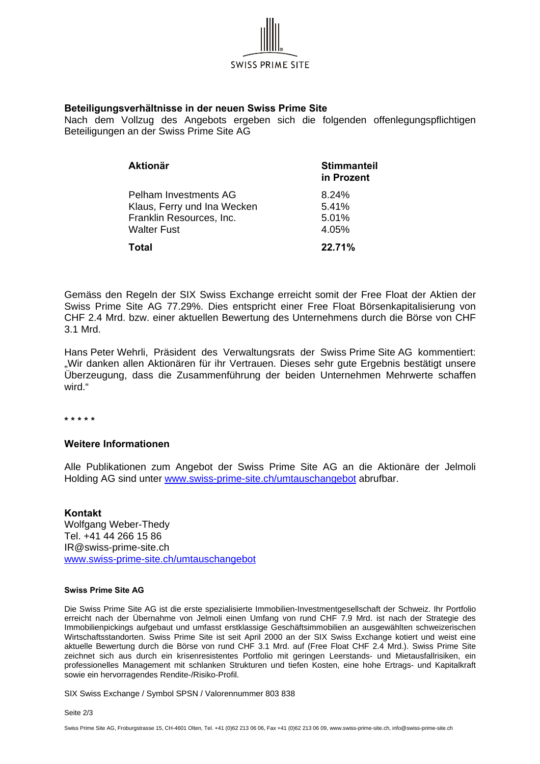**Beteiligungsverhältnisse in der neuen Swiss Prime Site**

Nach dem Vollzug des Angebots ergeben sich die folgenden offenlegungspflichtigen Beteiligungen an der Swiss Prime Site AG

| Aktionär | Stimmanteil in Prozent |
|---|---|
| Pelham Investments AG | 8.24% |
| Klaus, Ferry und Ina Wecken | 5.41% |
| Franklin Resources, Inc. | 5.01% |
| Walter Fust | 4.05% |
| **Total** | **22.71%** |

Gemäss den Regeln der SIX Swiss Exchange erreicht somit der Free Float der Aktien der Swiss Prime Site AG 77.29%. Dies entspricht einer Free Float Börsenkapitalisierung von CHF 2.4 Mrd. bzw. einer aktuellen Bewertung des Unternehmens durch die Börse von CHF 3.1 Mrd.

Hans Peter Wehrli, Präsident des Verwaltungsrats der Swiss Prime Site AG kommentiert: „Wir danken allen Aktionären für ihr Vertrauen. Dieses sehr gute Ergebnis bestätigt unsere Überzeugung, dass die Zusammenführung der beiden Unternehmen Mehrwerte schaffen wird.“

\* \* \* \* \*

**Weitere Informationen**

Alle Publikationen zum Angebot der Swiss Prime Site AG an die Aktionäre der Jelmoli Holding AG sind unter www.swiss-prime-site.ch/umtauschangebot abrufbar.

**Kontakt**
Wolfgang Weber-Thedy
Tel. +41 44 266 15 86
IR@swiss-prime-site.ch
www.swiss-prime-site.ch/umtauschangebot

**Swiss Prime Site AG**

Die Swiss Prime Site AG ist die erste spezialisierte Immobilien-Investmentgesellschaft der Schweiz. Ihr Portfolio erreicht nach der Übernahme von Jelmoli einen Umfang von rund CHF 7.9 Mrd. ist nach der Strategie des Immobilienpickings aufgebaut und umfasst erstklassige Geschäftsimmobilien an ausgewählten schweizerischen Wirtschaftsstandorten. Swiss Prime Site ist seit April 2000 an der SIX Swiss Exchange kotiert und weist eine aktuelle Bewertung durch die Börse von rund CHF 3.1 Mrd. auf (Free Float CHF 2.4 Mrd.). Swiss Prime Site zeichnet sich aus durch ein krisenresistentes Portfolio mit geringen Leerstands- und Mietausfallrisiken, ein professionelles Management mit schlanken Strukturen und tiefen Kosten, eine hohe Ertrags- und Kapitalkraft sowie ein hervorragendes Rendite-/Risiko-Profil.

SIX Swiss Exchange / Symbol SPSN / Valorennummer 803 838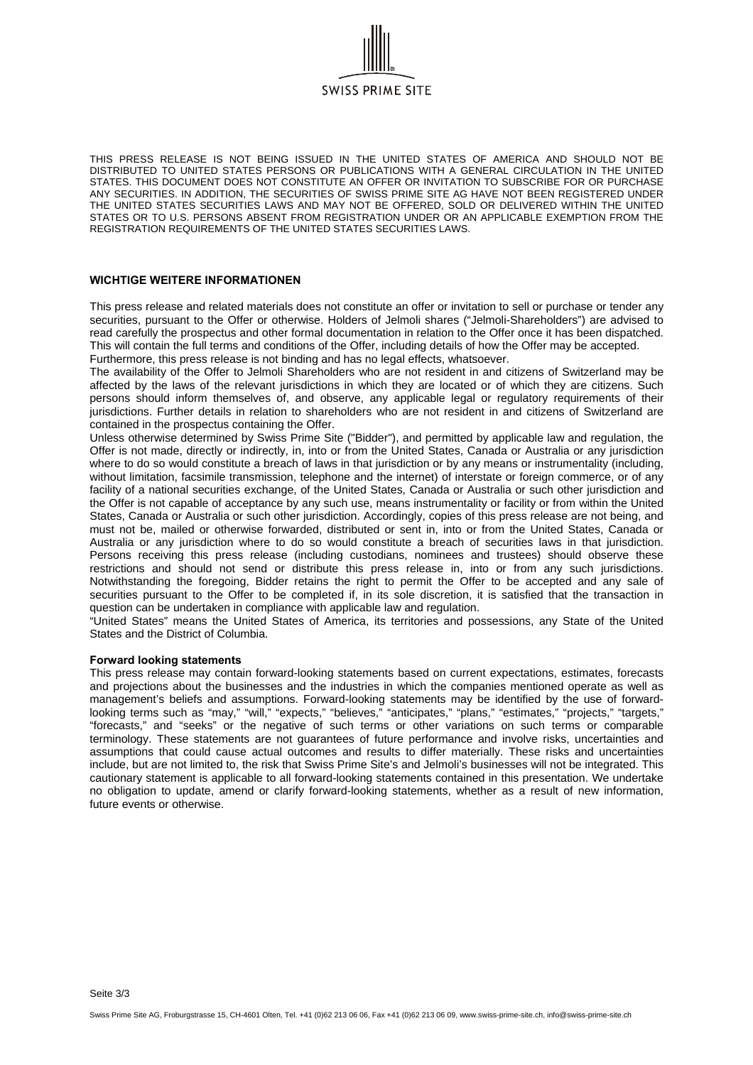THIS PRESS RELEASE IS NOT BEING ISSUED IN THE UNITED STATES OF AMERICA AND SHOULD NOT BE DISTRIBUTED TO UNITED STATES PERSONS OR PUBLICATIONS WITH A GENERAL CIRCULATION IN THE UNITED STATES. THIS DOCUMENT DOES NOT CONSTITUTE AN OFFER OR INVITATION TO SUBSCRIBE FOR OR PURCHASE ANY SECURITIES. IN ADDITION, THE SECURITIES OF SWISS PRIME SITE AG HAVE NOT BEEN REGISTERED UNDER THE UNITED STATES SECURITIES LAWS AND MAY NOT BE OFFERED, SOLD OR DELIVERED WITHIN THE UNITED STATES OR TO U.S. PERSONS ABSENT FROM REGISTRATION UNDER OR AN APPLICABLE EXEMPTION FROM THE REGISTRATION REQUIREMENTS OF THE UNITED STATES SECURITIES LAWS.

**WICHTIGE WEITERE INFORMATIONEN**

This press release and related materials does not constitute an offer or invitation to sell or purchase or tender any securities, pursuant to the Offer or otherwise. Holders of Jelmoli shares ("Jelmoli-Shareholders") are advised to read carefully the prospectus and other formal documentation in relation to the Offer once it has been dispatched. This will contain the full terms and conditions of the Offer, including details of how the Offer may be accepted.
Furthermore, this press release is not binding and has no legal effects, whatsoever.
The availability of the Offer to Jelmoli Shareholders who are not resident in and citizens of Switzerland may be affected by the laws of the relevant jurisdictions in which they are located or of which they are citizens. Such persons should inform themselves of, and observe, any applicable legal or regulatory requirements of their jurisdictions. Further details in relation to shareholders who are not resident in and citizens of Switzerland are contained in the prospectus containing the Offer.
Unless otherwise determined by Swiss Prime Site ("Bidder"), and permitted by applicable law and regulation, the Offer is not made, directly or indirectly, in, into or from the United States, Canada or Australia or any jurisdiction where to do so would constitute a breach of laws in that jurisdiction or by any means or instrumentality (including, without limitation, facsimile transmission, telephone and the internet) of interstate or foreign commerce, or of any facility of a national securities exchange, of the United States, Canada or Australia or such other jurisdiction and the Offer is not capable of acceptance by any such use, means instrumentality or facility or from within the United States, Canada or Australia or such other jurisdiction. Accordingly, copies of this press release are not being, and must not be, mailed or otherwise forwarded, distributed or sent in, into or from the United States, Canada or Australia or any jurisdiction where to do so would constitute a breach of securities laws in that jurisdiction. Persons receiving this press release (including custodians, nominees and trustees) should observe these restrictions and should not send or distribute this press release in, into or from any such jurisdictions. Notwithstanding the foregoing, Bidder retains the right to permit the Offer to be accepted and any sale of securities pursuant to the Offer to be completed if, in its sole discretion, it is satisfied that the transaction in question can be undertaken in compliance with applicable law and regulation.
"United States" means the United States of America, its territories and possessions, any State of the United States and the District of Columbia.

**Forward looking statements**

This press release may contain forward-looking statements based on current expectations, estimates, forecasts and projections about the businesses and the industries in which the companies mentioned operate as well as management's beliefs and assumptions. Forward-looking statements may be identified by the use of forward-looking terms such as "may," "will," "expects," "believes," "anticipates," "plans," "estimates," "projects," "targets," "forecasts," and "seeks" or the negative of such terms or other variations on such terms or comparable terminology. These statements are not guarantees of future performance and involve risks, uncertainties and assumptions that could cause actual outcomes and results to differ materially. These risks and uncertainties include, but are not limited to, the risk that Swiss Prime Site's and Jelmoli's businesses will not be integrated. This cautionary statement is applicable to all forward-looking statements contained in this presentation. We undertake no obligation to update, amend or clarify forward-looking statements, whether as a result of new information, future events or otherwise.